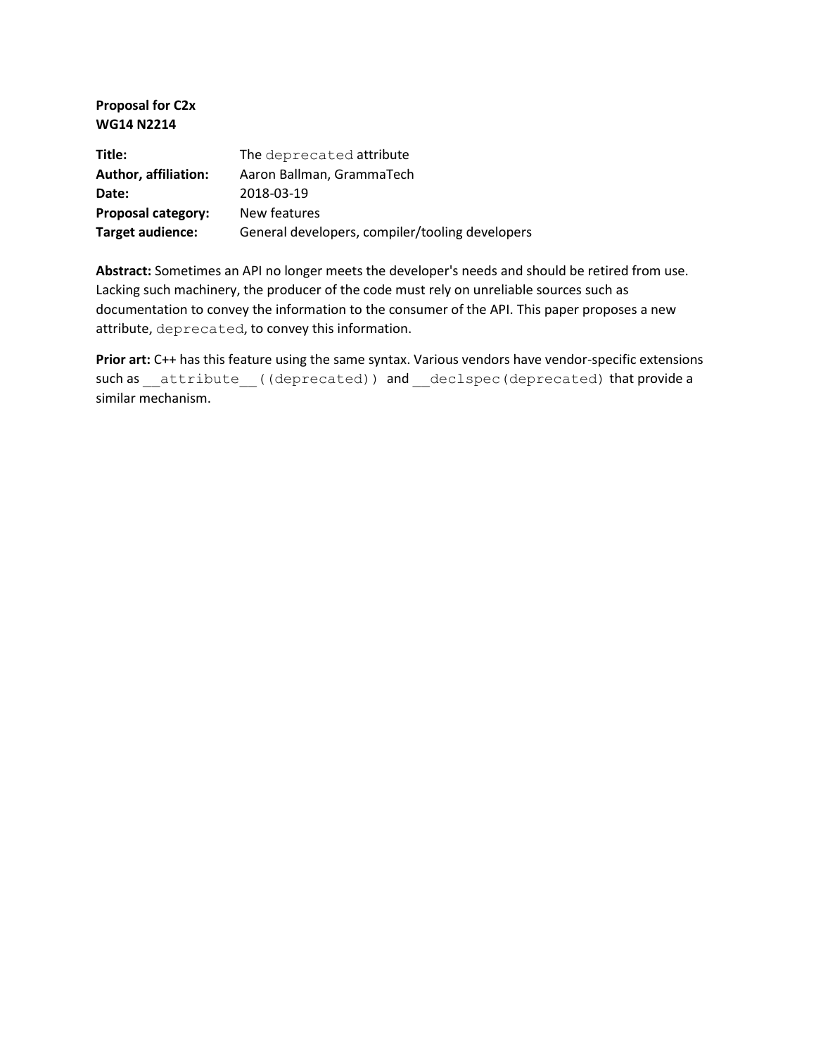**Proposal for C2x**
**WG14 N2214**

| | |
|---|---|
| **Title:** | The `deprecated` attribute |
| **Author, affiliation:** | Aaron Ballman, GrammaTech |
| **Date:** | 2018-03-19 |
| **Proposal category:** | New features |
| **Target audience:** | General developers, compiler/tooling developers |

**Abstract:** Sometimes an API no longer meets the developer's needs and should be retired from use. Lacking such machinery, the producer of the code must rely on unreliable sources such as documentation to convey the information to the consumer of the API. This paper proposes a new attribute, `deprecated`, to convey this information.

**Prior art:** C++ has this feature using the same syntax. Various vendors have vendor-specific extensions such as `__attribute__((deprecated))` and `__declspec(deprecated)` that provide a similar mechanism.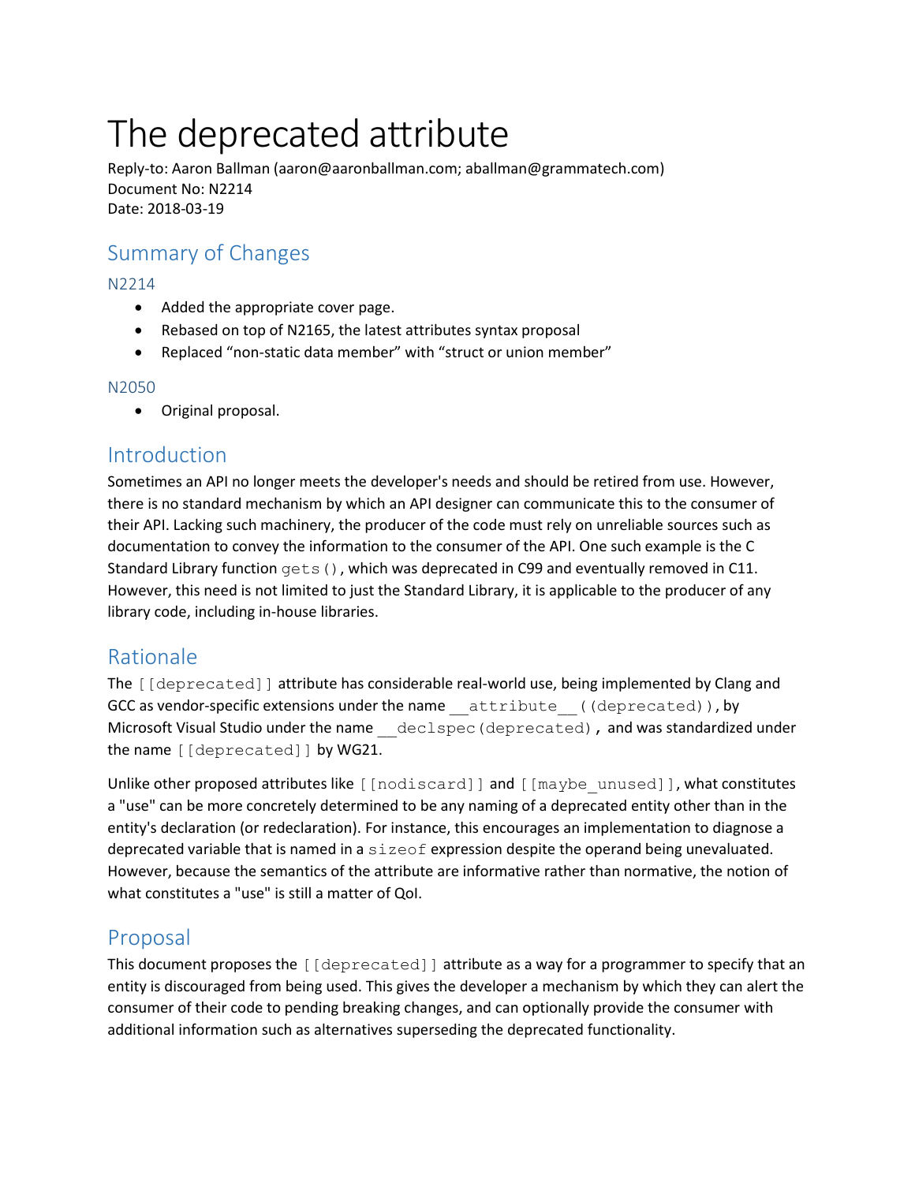# The deprecated attribute

Reply-to: Aaron Ballman (aaron@aaronballman.com; aballman@grammatech.com)
Document No: N2214
Date: 2018-03-19

## Summary of Changes

### N2214

- Added the appropriate cover page.
- Rebased on top of N2165, the latest attributes syntax proposal
- Replaced "non-static data member" with "struct or union member"

### N2050

- Original proposal.

## Introduction

Sometimes an API no longer meets the developer's needs and should be retired from use. However, there is no standard mechanism by which an API designer can communicate this to the consumer of their API. Lacking such machinery, the producer of the code must rely on unreliable sources such as documentation to convey the information to the consumer of the API. One such example is the C Standard Library function `gets()`, which was deprecated in C99 and eventually removed in C11. However, this need is not limited to just the Standard Library, it is applicable to the producer of any library code, including in-house libraries.

## Rationale

The `[[deprecated]]` attribute has considerable real-world use, being implemented by Clang and GCC as vendor-specific extensions under the name `__attribute__((deprecated))`, by Microsoft Visual Studio under the name `__declspec(deprecated)`, and was standardized under the name `[[deprecated]]` by WG21.

Unlike other proposed attributes like `[[nodiscard]]` and `[[maybe_unused]]`, what constitutes a "use" can be more concretely determined to be any naming of a deprecated entity other than in the entity's declaration (or redeclaration). For instance, this encourages an implementation to diagnose a deprecated variable that is named in a `sizeof` expression despite the operand being unevaluated. However, because the semantics of the attribute are informative rather than normative, the notion of what constitutes a "use" is still a matter of QoI.

## Proposal

This document proposes the `[[deprecated]]` attribute as a way for a programmer to specify that an entity is discouraged from being used. This gives the developer a mechanism by which they can alert the consumer of their code to pending breaking changes, and can optionally provide the consumer with additional information such as alternatives superseding the deprecated functionality.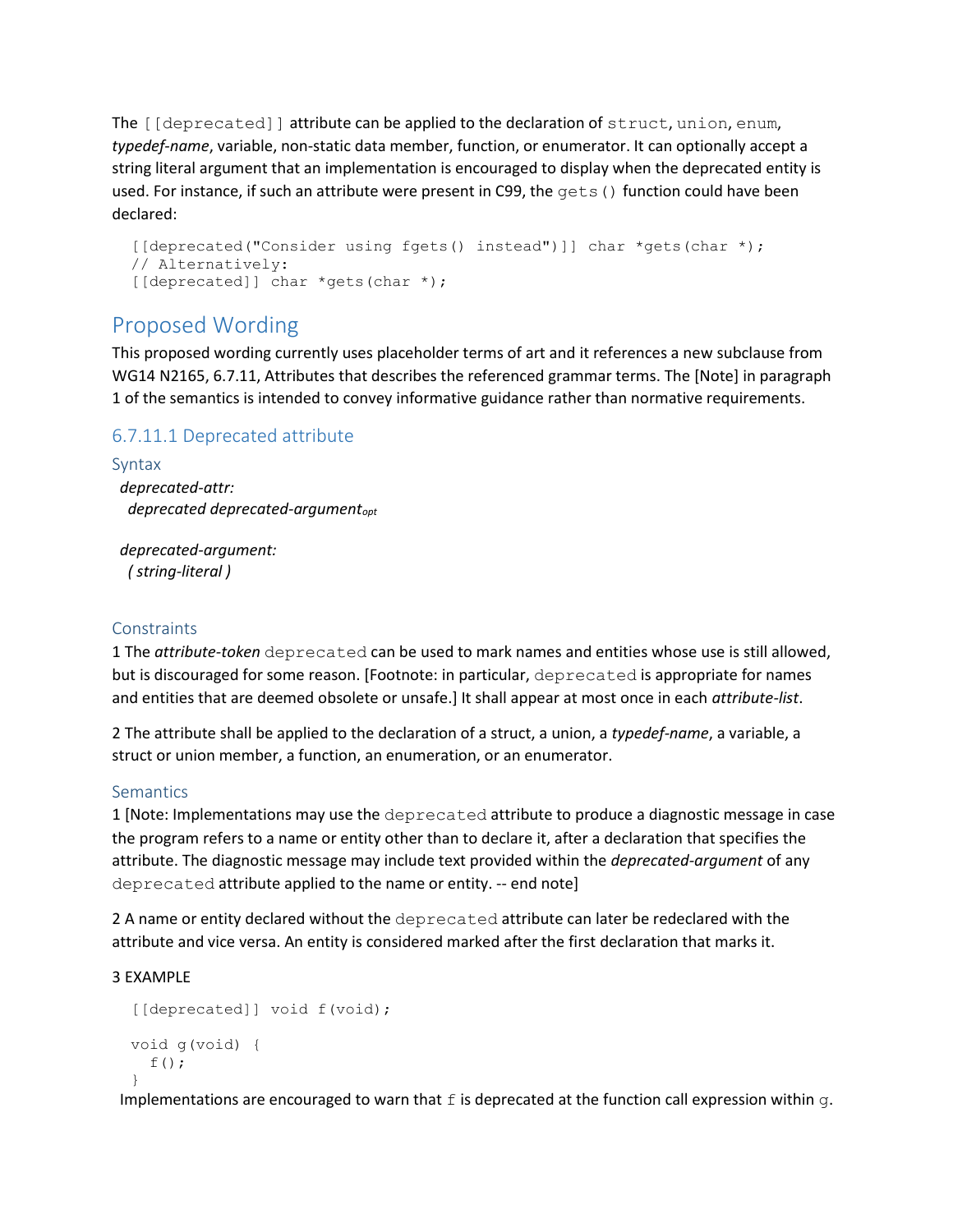The `[[deprecated]]` attribute can be applied to the declaration of `struct`, `union`, `enum`, *typedef-name*, variable, non-static data member, function, or enumerator. It can optionally accept a string literal argument that an implementation is encouraged to display when the deprecated entity is used. For instance, if such an attribute were present in C99, the `gets()` function could have been declared:

```
[[deprecated("Consider using fgets() instead")]] char *gets(char *);
// Alternatively:
[[deprecated]] char *gets(char *);
```

## Proposed Wording

This proposed wording currently uses placeholder terms of art and it references a new subclause from WG14 N2165, 6.7.11, Attributes that describes the referenced grammar terms. The [Note] in paragraph 1 of the semantics is intended to convey informative guidance rather than normative requirements.

### 6.7.11.1 Deprecated attribute

#### Syntax

*deprecated-attr:*
  *deprecated deprecated-argument*$_{opt}$

*deprecated-argument:*
  *( string-literal )*

#### Constraints

1 The *attribute-token* `deprecated` can be used to mark names and entities whose use is still allowed, but is discouraged for some reason. [Footnote: in particular, `deprecated` is appropriate for names and entities that are deemed obsolete or unsafe.] It shall appear at most once in each *attribute-list*.

2 The attribute shall be applied to the declaration of a struct, a union, a *typedef-name*, a variable, a struct or union member, a function, an enumeration, or an enumerator.

#### Semantics

1 [Note: Implementations may use the `deprecated` attribute to produce a diagnostic message in case the program refers to a name or entity other than to declare it, after a declaration that specifies the attribute. The diagnostic message may include text provided within the *deprecated-argument* of any `deprecated` attribute applied to the name or entity. -- end note]

2 A name or entity declared without the `deprecated` attribute can later be redeclared with the attribute and vice versa. An entity is considered marked after the first declaration that marks it.

3 EXAMPLE

```
[[deprecated]] void f(void);

void g(void) {
  f();
}
```

Implementations are encouraged to warn that `f` is deprecated at the function call expression within `g`.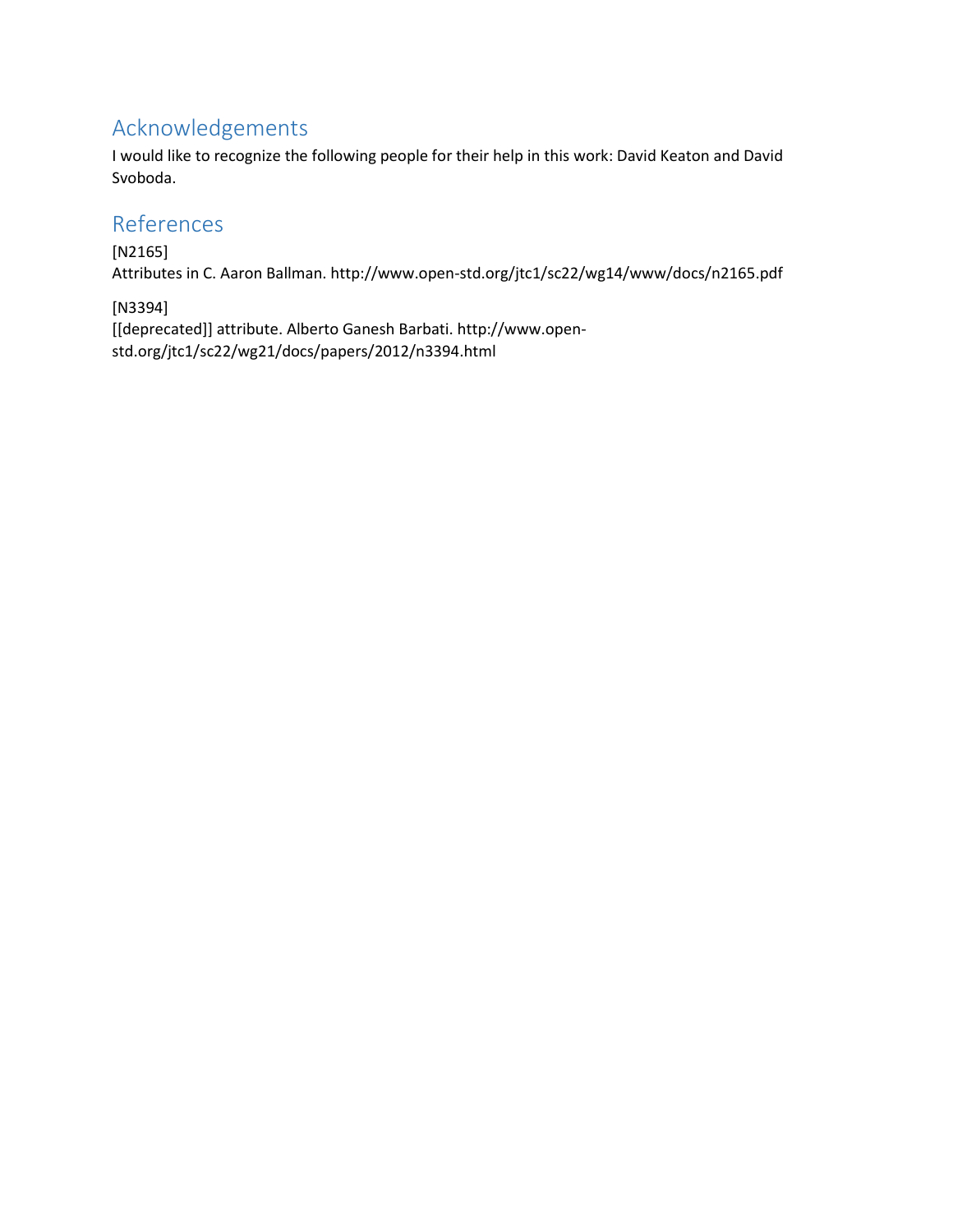## Acknowledgements

I would like to recognize the following people for their help in this work: David Keaton and David Svoboda.

## References

[N2165]
Attributes in C. Aaron Ballman. http://www.open-std.org/jtc1/sc22/wg14/www/docs/n2165.pdf

[N3394]
[[deprecated]] attribute. Alberto Ganesh Barbati. http://www.open-std.org/jtc1/sc22/wg21/docs/papers/2012/n3394.html